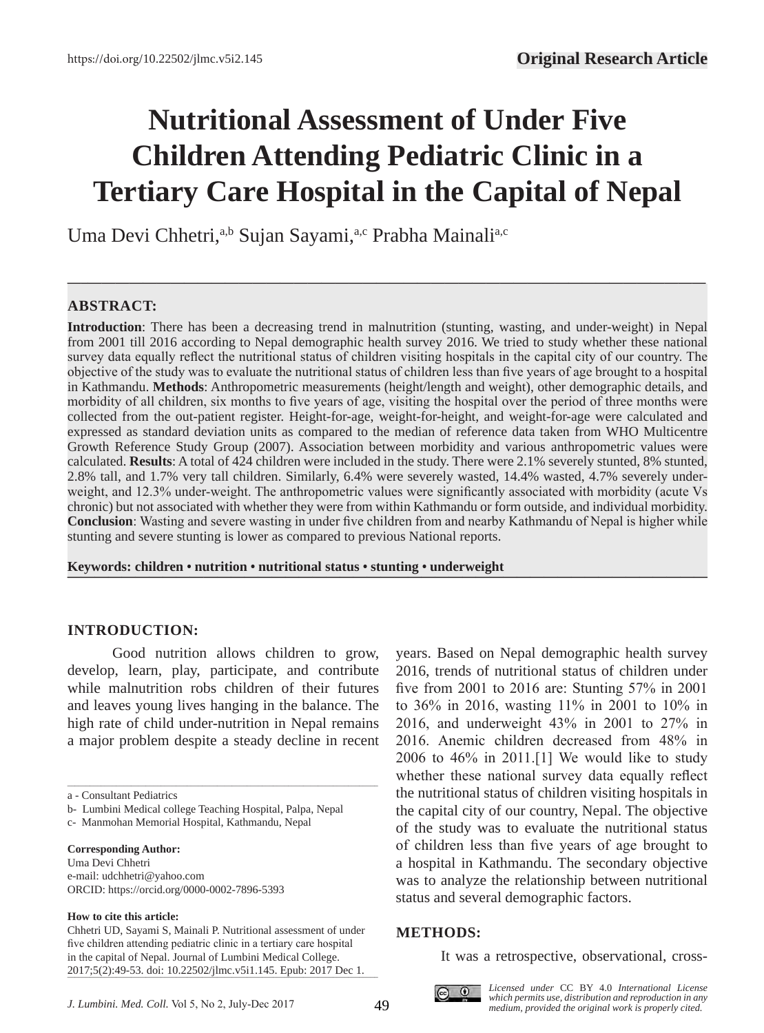https://doi.org/10.22502/jlmc.v5i2.145

**Original Research Article**

# Nutritional Assessment of Under Five Children Attending Pediatric Clinic in a Tertiary Care Hospital in the Capital of Nepal

Uma Devi Chhetri,[a,b] Sujan Sayami,[a,c] Prabha Mainali[a,c]

## ABSTRACT:

**Introduction**: There has been a decreasing trend in malnutrition (stunting, wasting, and under-weight) in Nepal from 2001 till 2016 according to Nepal demographic health survey 2016. We tried to study whether these national survey data equally reflect the nutritional status of children visiting hospitals in the capital city of our country. The objective of the study was to evaluate the nutritional status of children less than five years of age brought to a hospital in Kathmandu. **Methods**: Anthropometric measurements (height/length and weight), other demographic details, and morbidity of all children, six months to five years of age, visiting the hospital over the period of three months were collected from the out-patient register. Height-for-age, weight-for-height, and weight-for-age were calculated and expressed as standard deviation units as compared to the median of reference data taken from WHO Multicentre Growth Reference Study Group (2007). Association between morbidity and various anthropometric values were calculated. **Results**: A total of 424 children were included in the study. There were 2.1% severely stunted, 8% stunted, 2.8% tall, and 1.7% very tall children. Similarly, 6.4% were severely wasted, 14.4% wasted, 4.7% severely under-weight, and 12.3% under-weight. The anthropometric values were significantly associated with morbidity (acute Vs chronic) but not associated with whether they were from within Kathmandu or form outside, and individual morbidity. **Conclusion**: Wasting and severe wasting in under five children from and nearby Kathmandu of Nepal is higher while stunting and severe stunting is lower as compared to previous National reports.

**Keywords: children • nutrition • nutritional status • stunting • underweight**

## INTRODUCTION:

Good nutrition allows children to grow, develop, learn, play, participate, and contribute while malnutrition robs children of their futures and leaves young lives hanging in the balance. The high rate of child under-nutrition in Nepal remains a major problem despite a steady decline in recent years. Based on Nepal demographic health survey 2016, trends of nutritional status of children under five from 2001 to 2016 are: Stunting 57% in 2001 to 36% in 2016, wasting 11% in 2001 to 10% in 2016, and underweight 43% in 2001 to 27% in 2016. Anemic children decreased from 48% in 2006 to 46% in 2011.[1] We would like to study whether these national survey data equally reflect the nutritional status of children visiting hospitals in the capital city of our country, Nepal. The objective of the study was to evaluate the nutritional status of children less than five years of age brought to a hospital in Kathmandu. The secondary objective was to analyze the relationship between nutritional status and several demographic factors.

## METHODS:

It was a retrospective, observational, cross-

---

a - Consultant Pediatrics

b- Lumbini Medical college Teaching Hospital, Palpa, Nepal

c- Manmohan Memorial Hospital, Kathmandu, Nepal

**Corresponding Author:**
Uma Devi Chhetri
e-mail: udchhetri@yahoo.com
ORCID: https://orcid.org/0000-0002-7896-5393

**How to cite this article:**
Chhetri UD, Sayami S, Mainali P. Nutritional assessment of under five children attending pediatric clinic in a tertiary care hospital in the capital of Nepal. Journal of Lumbini Medical College. 2017;5(2):49-53. doi: 10.22502/jlmc.v5i1.145. Epub: 2017 Dec 1.

*Licensed under* CC BY 4.0 *International License which permits use, distribution and reproduction in any medium, provided the original work is properly cited.*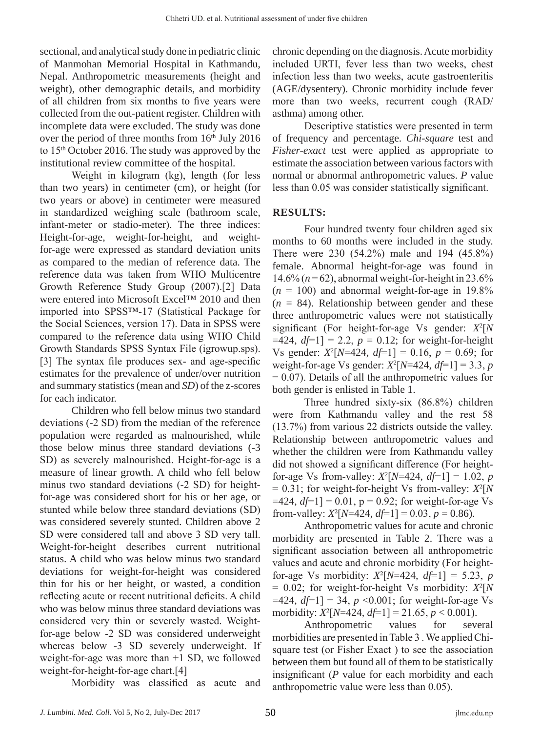sectional, and analytical study done in pediatric clinic of Manmohan Memorial Hospital in Kathmandu, Nepal. Anthropometric measurements (height and weight), other demographic details, and morbidity of all children from six months to five years were collected from the out-patient register. Children with incomplete data were excluded. The study was done over the period of three months from 16th July 2016 to 15th October 2016. The study was approved by the institutional review committee of the hospital.

Weight in kilogram (kg), length (for less than two years) in centimeter (cm), or height (for two years or above) in centimeter were measured in standardized weighing scale (bathroom scale, infant-meter or stadio-meter). The three indices: Height-for-age, weight-for-height, and weight-for-age were expressed as standard deviation units as compared to the median of reference data. The reference data was taken from WHO Multicentre Growth Reference Study Group (2007).[2] Data were entered into Microsoft Excel™ 2010 and then imported into SPSS™-17 (Statistical Package for the Social Sciences, version 17). Data in SPSS were compared to the reference data using WHO Child Growth Standards SPSS Syntax File (igrowup.sps).[3] The syntax file produces sex- and age-specific estimates for the prevalence of under/over nutrition and summary statistics (mean and *SD*) of the z-scores for each indicator.

Children who fell below minus two standard deviations (-2 SD) from the median of the reference population were regarded as malnourished, while those below minus three standard deviations (-3 SD) as severely malnourished. Height-for-age is a measure of linear growth. A child who fell below minus two standard deviations (-2 SD) for height-for-age was considered short for his or her age, or stunted while below three standard deviations (SD) was considered severely stunted. Children above 2 SD were considered tall and above 3 SD very tall. Weight-for-height describes current nutritional status. A child who was below minus two standard deviations for weight-for-height was considered thin for his or her height, or wasted, a condition reflecting acute or recent nutritional deficits. A child who was below minus three standard deviations was considered very thin or severely wasted. Weight-for-age below -2 SD was considered underweight whereas below -3 SD severely underweight. If weight-for-age was more than +1 SD, we followed weight-for-height-for-age chart.[4]

Morbidity was classified as acute and chronic depending on the diagnosis. Acute morbidity included URTI, fever less than two weeks, chest infection less than two weeks, acute gastroenteritis (AGE/dysentery). Chronic morbidity include fever more than two weeks, recurrent cough (RAD/asthma) among other.

Descriptive statistics were presented in term of frequency and percentage. *Chi-square* test and *Fisher-exact* test were applied as appropriate to estimate the association between various factors with normal or abnormal anthropometric values. *P* value less than 0.05 was consider statistically significant.

## RESULTS:

Four hundred twenty four children aged six months to 60 months were included in the study. There were 230 (54.2%) male and 194 (45.8%) female. Abnormal height-for-age was found in 14.6% ($n = 62$), abnormal weight-for-height in 23.6% ($n = 100$) and abnormal weight-for-age in 19.8% ($n = 84$). Relationship between gender and these three anthropometric values were not statistically significant (For height-for-age Vs gender: $X^2[N = 424, df = 1] = 2.2$, $p = 0.12$; for weight-for-height Vs gender: $X^2[N = 424, df = 1] = 0.16$, $p = 0.69$; for weight-for-age Vs gender: $X^2[N = 424, df = 1] = 3.3$, $p = 0.07$). Details of all the anthropometric values for both gender is enlisted in Table 1.

Three hundred sixty-six (86.8%) children were from Kathmandu valley and the rest 58 (13.7%) from various 22 districts outside the valley. Relationship between anthropometric values and whether the children were from Kathmandu valley did not showed a significant difference (For height-for-age Vs from-valley: $X^2[N = 424, df = 1] = 1.02$, $p = 0.31$; for weight-for-height Vs from-valley: $X^2[N = 424, df = 1] = 0.01$, $p = 0.92$; for weight-for-age Vs from-valley: $X^2[N = 424, df = 1] = 0.03$, $p = 0.86$).

Anthropometric values for acute and chronic morbidity are presented in Table 2. There was a significant association between all anthropometric values and acute and chronic morbidity (For height-for-age Vs morbidity: $X^2[N = 424, df = 1] = 5.23$, $p = 0.02$; for weight-for-height Vs morbidity: $X^2[N = 424, df = 1] = 34$, $p < 0.001$; for weight-for-age Vs morbidity: $X^2[N = 424, df = 1] = 21.65$, $p < 0.001$).

Anthropometric values for several morbidities are presented in Table 3 . We applied Chi-square test (or Fisher Exact ) to see the association between them but found all of them to be statistically insignificant (*P* value for each morbidity and each anthropometric value were less than 0.05).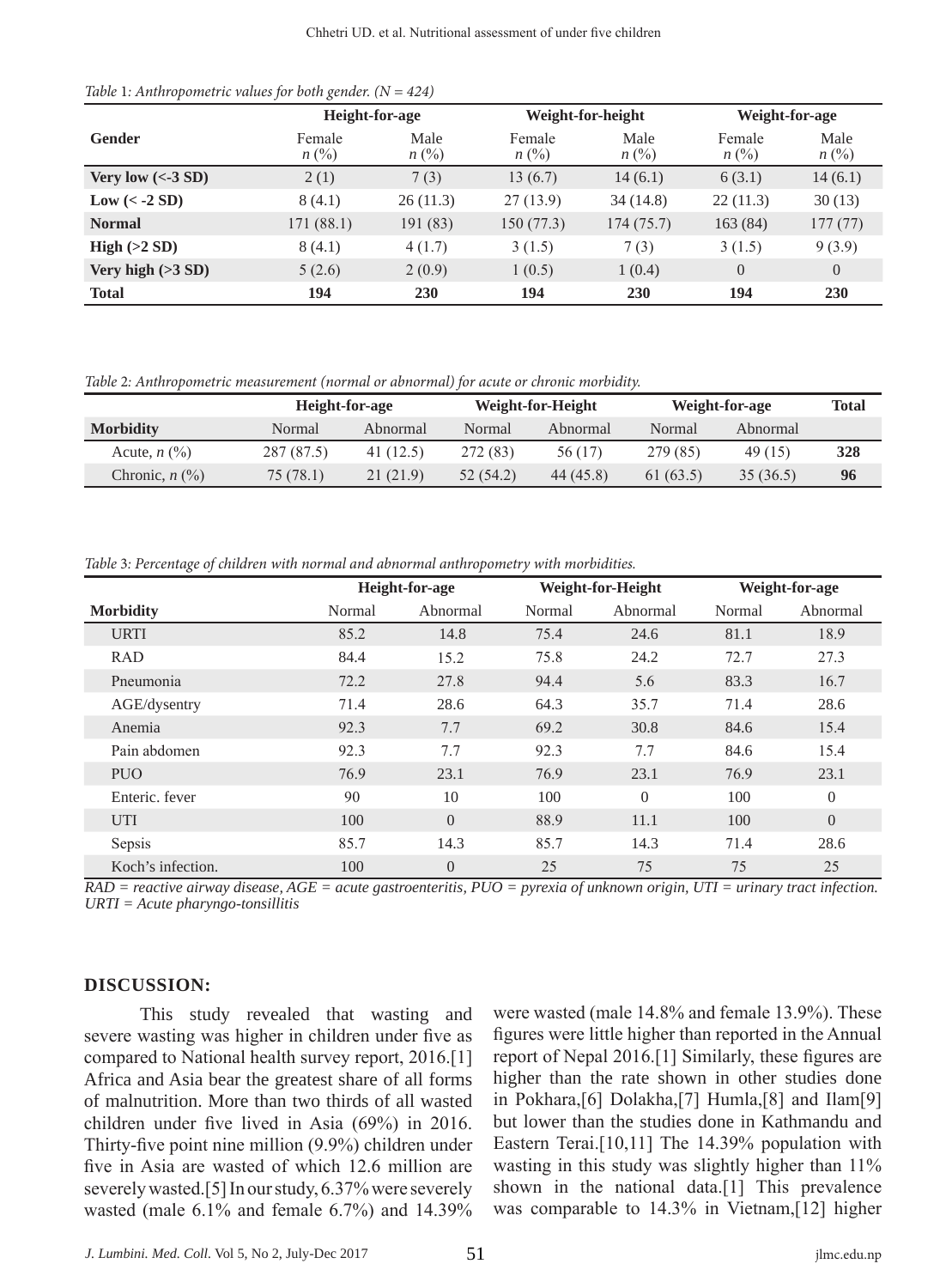*Table 1: Anthropometric values for both gender. (N = 424)*

| Gender | Height-for-age | | Weight-for-height | | Weight-for-age | |
|---|---|---|---|---|---|---|
| | Female *n* (%) | Male *n* (%) | Female *n* (%) | Male *n* (%) | Female *n* (%) | Male *n* (%) |
| **Very low (<-3 SD)** | 2 (1) | 7 (3) | 13 (6.7) | 14 (6.1) | 6 (3.1) | 14 (6.1) |
| **Low (< -2 SD)** | 8 (4.1) | 26 (11.3) | 27 (13.9) | 34 (14.8) | 22 (11.3) | 30 (13) |
| **Normal** | 171 (88.1) | 191 (83) | 150 (77.3) | 174 (75.7) | 163 (84) | 177 (77) |
| **High (>2 SD)** | 8 (4.1) | 4 (1.7) | 3 (1.5) | 7 (3) | 3 (1.5) | 9 (3.9) |
| **Very high (>3 SD)** | 5 (2.6) | 2 (0.9) | 1 (0.5) | 1 (0.4) | 0 | 0 |
| **Total** | **194** | **230** | **194** | **230** | **194** | **230** |

*Table 2: Anthropometric measurement (normal or abnormal) for acute or chronic morbidity.*

| Morbidity | Height-for-age | | Weight-for-Height | | Weight-for-age | | Total |
|---|---|---|---|---|---|---|---|
| | Normal | Abnormal | Normal | Abnormal | Normal | Abnormal | |
| Acute, *n* (%) | 287 (87.5) | 41 (12.5) | 272 (83) | 56 (17) | 279 (85) | 49 (15) | **328** |
| Chronic, *n* (%) | 75 (78.1) | 21 (21.9) | 52 (54.2) | 44 (45.8) | 61 (63.5) | 35 (36.5) | **96** |

*Table 3: Percentage of children with normal and abnormal anthropometry with morbidities.*

| Morbidity | Height-for-age | | Weight-for-Height | | Weight-for-age | |
|---|---|---|---|---|---|---|
| | Normal | Abnormal | Normal | Abnormal | Normal | Abnormal |
| URTI | 85.2 | 14.8 | 75.4 | 24.6 | 81.1 | 18.9 |
| RAD | 84.4 | 15.2 | 75.8 | 24.2 | 72.7 | 27.3 |
| Pneumonia | 72.2 | 27.8 | 94.4 | 5.6 | 83.3 | 16.7 |
| AGE/dysentry | 71.4 | 28.6 | 64.3 | 35.7 | 71.4 | 28.6 |
| Anemia | 92.3 | 7.7 | 69.2 | 30.8 | 84.6 | 15.4 |
| Pain abdomen | 92.3 | 7.7 | 92.3 | 7.7 | 84.6 | 15.4 |
| PUO | 76.9 | 23.1 | 76.9 | 23.1 | 76.9 | 23.1 |
| Enteric. fever | 90 | 10 | 100 | 0 | 100 | 0 |
| UTI | 100 | 0 | 88.9 | 11.1 | 100 | 0 |
| Sepsis | 85.7 | 14.3 | 85.7 | 14.3 | 71.4 | 28.6 |
| Koch's infection. | 100 | 0 | 25 | 75 | 75 | 25 |

*RAD = reactive airway disease, AGE = acute gastroenteritis, PUO = pyrexia of unknown origin, UTI = urinary tract infection. URTI = Acute pharyngo-tonsillitis*

## DISCUSSION:

This study revealed that wasting and severe wasting was higher in children under five as compared to National health survey report, 2016.[1] Africa and Asia bear the greatest share of all forms of malnutrition. More than two thirds of all wasted children under five lived in Asia (69%) in 2016. Thirty-five point nine million (9.9%) children under five in Asia are wasted of which 12.6 million are severely wasted.[5] In our study, 6.37% were severely wasted (male 6.1% and female 6.7%) and 14.39% were wasted (male 14.8% and female 13.9%). These figures were little higher than reported in the Annual report of Nepal 2016.[1] Similarly, these figures are higher than the rate shown in other studies done in Pokhara,[6] Dolakha,[7] Humla,[8] and Ilam[9] but lower than the studies done in Kathmandu and Eastern Terai.[10,11] The 14.39% population with wasting in this study was slightly higher than 11% shown in the national data.[1] This prevalence was comparable to 14.3% in Vietnam,[12] higher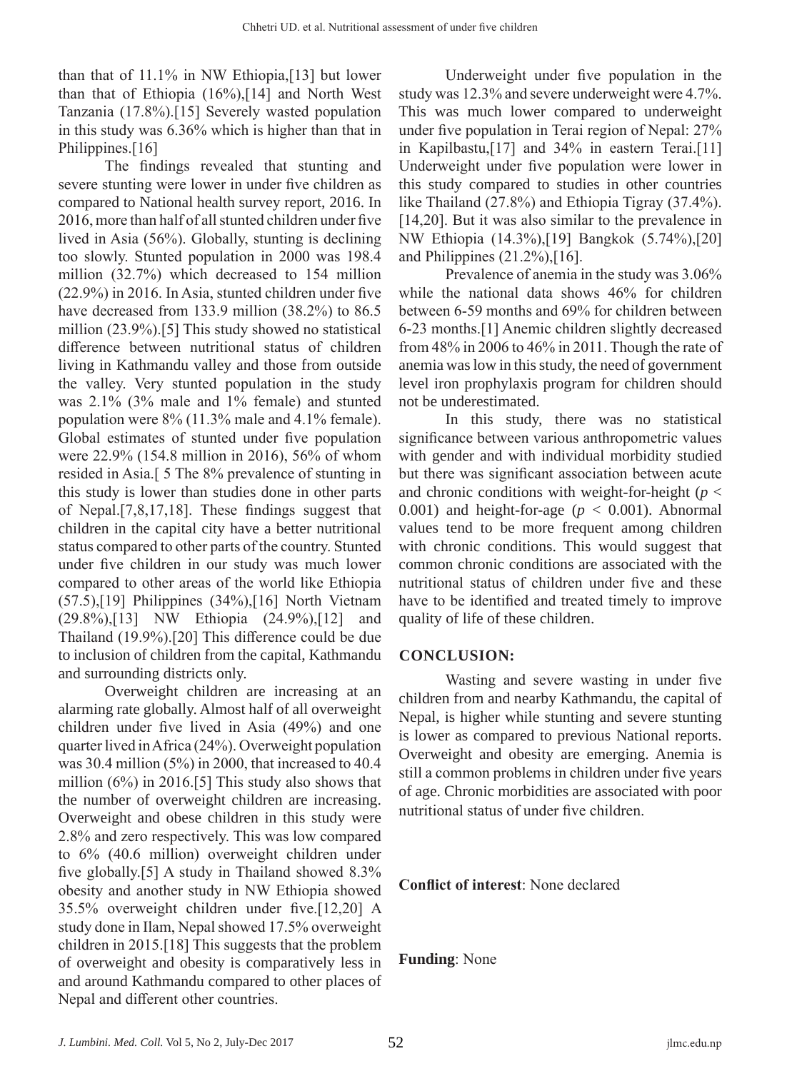than that of 11.1% in NW Ethiopia,[13] but lower than that of Ethiopia (16%),[14] and North West Tanzania (17.8%).[15] Severely wasted population in this study was 6.36% which is higher than that in Philippines.[16]

The findings revealed that stunting and severe stunting were lower in under five children as compared to National health survey report, 2016. In 2016, more than half of all stunted children under five lived in Asia (56%). Globally, stunting is declining too slowly. Stunted population in 2000 was 198.4 million (32.7%) which decreased to 154 million (22.9%) in 2016. In Asia, stunted children under five have decreased from 133.9 million (38.2%) to 86.5 million (23.9%).[5] This study showed no statistical difference between nutritional status of children living in Kathmandu valley and those from outside the valley. Very stunted population in the study was 2.1% (3% male and 1% female) and stunted population were 8% (11.3% male and 4.1% female). Global estimates of stunted under five population were 22.9% (154.8 million in 2016), 56% of whom resided in Asia.[ 5 The 8% prevalence of stunting in this study is lower than studies done in other parts of Nepal.[7,8,17,18]. These findings suggest that children in the capital city have a better nutritional status compared to other parts of the country. Stunted under five children in our study was much lower compared to other areas of the world like Ethiopia (57.5),[19] Philippines (34%),[16] North Vietnam (29.8%),[13] NW Ethiopia (24.9%),[12] and Thailand (19.9%).[20] This difference could be due to inclusion of children from the capital, Kathmandu and surrounding districts only.

Overweight children are increasing at an alarming rate globally. Almost half of all overweight children under five lived in Asia (49%) and one quarter lived in Africa (24%). Overweight population was 30.4 million (5%) in 2000, that increased to 40.4 million (6%) in 2016.[5] This study also shows that the number of overweight children are increasing. Overweight and obese children in this study were 2.8% and zero respectively. This was low compared to 6% (40.6 million) overweight children under five globally.[5] A study in Thailand showed 8.3% obesity and another study in NW Ethiopia showed 35.5% overweight children under five.[12,20] A study done in Ilam, Nepal showed 17.5% overweight children in 2015.[18] This suggests that the problem of overweight and obesity is comparatively less in and around Kathmandu compared to other places of Nepal and different other countries.

Underweight under five population in the study was 12.3% and severe underweight were 4.7%. This was much lower compared to underweight under five population in Terai region of Nepal: 27% in Kapilbastu,[17] and 34% in eastern Terai.[11] Underweight under five population were lower in this study compared to studies in other countries like Thailand (27.8%) and Ethiopia Tigray (37.4%).[14,20]. But it was also similar to the prevalence in NW Ethiopia (14.3%),[19] Bangkok (5.74%),[20] and Philippines (21.2%),[16].

Prevalence of anemia in the study was 3.06% while the national data shows 46% for children between 6-59 months and 69% for children between 6-23 months.[1] Anemic children slightly decreased from 48% in 2006 to 46% in 2011. Though the rate of anemia was low in this study, the need of government level iron prophylaxis program for children should not be underestimated.

In this study, there was no statistical significance between various anthropometric values with gender and with individual morbidity studied but there was significant association between acute and chronic conditions with weight-for-height ($p < 0.001$) and height-for-age ($p < 0.001$). Abnormal values tend to be more frequent among children with chronic conditions. This would suggest that common chronic conditions are associated with the nutritional status of children under five and these have to be identified and treated timely to improve quality of life of these children.

## CONCLUSION:

Wasting and severe wasting in under five children from and nearby Kathmandu, the capital of Nepal, is higher while stunting and severe stunting is lower as compared to previous National reports. Overweight and obesity are emerging. Anemia is still a common problems in children under five years of age. Chronic morbidities are associated with poor nutritional status of under five children.

**Conflict of interest**: None declared

**Funding**: None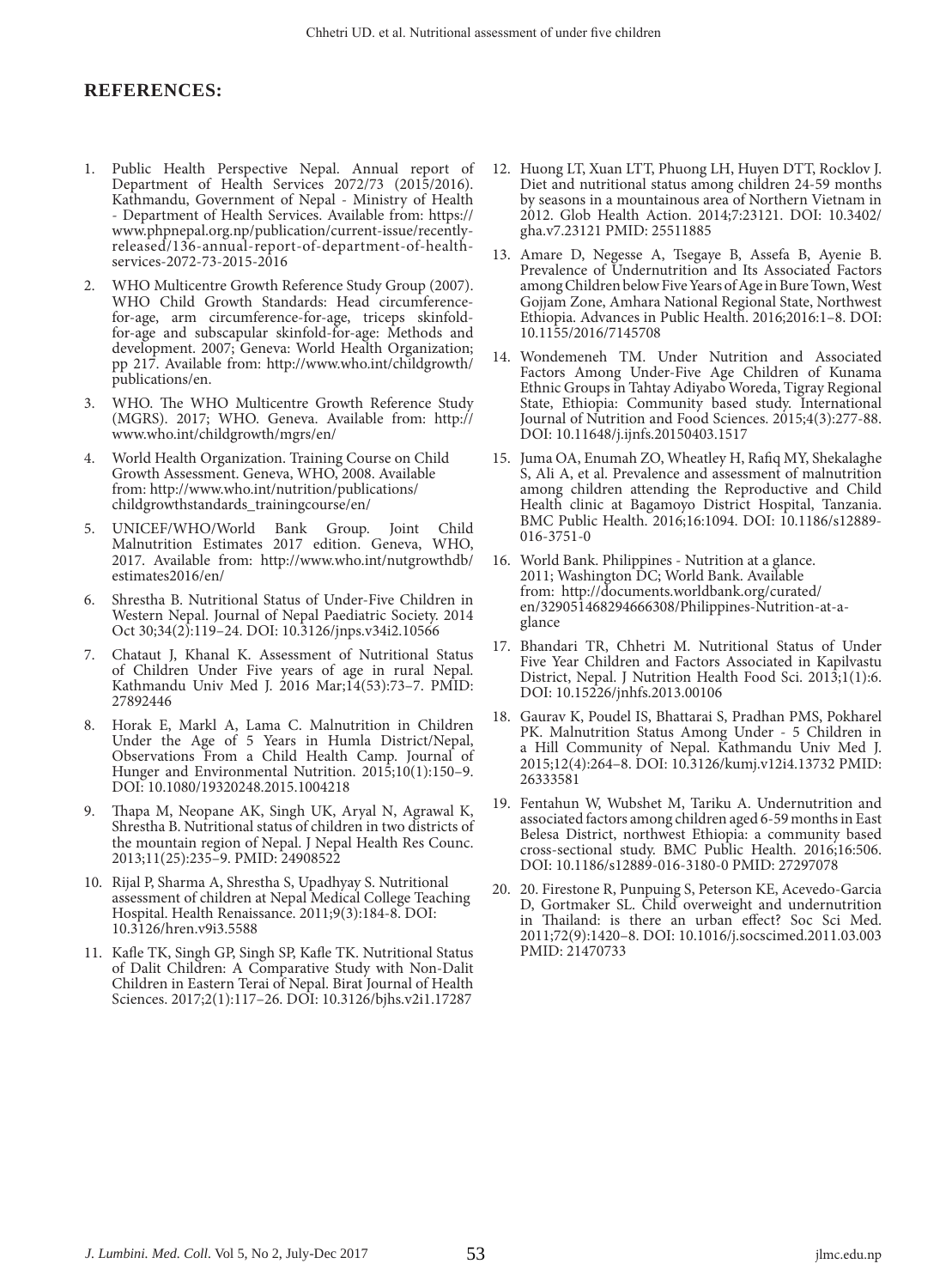## REFERENCES:

1. Public Health Perspective Nepal. Annual report of Department of Health Services 2072/73 (2015/2016). Kathmandu, Government of Nepal - Ministry of Health - Department of Health Services. Available from: https://www.phpnepal.org.np/publication/current-issue/recently-released/136-annual-report-of-department-of-health-services-2072-73-2015-2016
2. WHO Multicentre Growth Reference Study Group (2007). WHO Child Growth Standards: Head circumference-for-age, arm circumference-for-age, triceps skinfold-for-age and subscapular skinfold-for-age: Methods and development. 2007; Geneva: World Health Organization; pp 217. Available from: http://www.who.int/childgrowth/publications/en.
3. WHO. The WHO Multicentre Growth Reference Study (MGRS). 2017; WHO. Geneva. Available from: http://www.who.int/childgrowth/mgrs/en/
4. World Health Organization. Training Course on Child Growth Assessment. Geneva, WHO, 2008. Available from: http://www.who.int/nutrition/publications/childgrowthstandards_trainingcourse/en/
5. UNICEF/WHO/World Bank Group. Joint Child Malnutrition Estimates 2017 edition. Geneva, WHO, 2017. Available from: http://www.who.int/nutgrowthdb/estimates2016/en/
6. Shrestha B. Nutritional Status of Under-Five Children in Western Nepal. Journal of Nepal Paediatric Society. 2014 Oct 30;34(2):119–24. DOI: 10.3126/jnps.v34i2.10566
7. Chataut J, Khanal K. Assessment of Nutritional Status of Children Under Five years of age in rural Nepal. Kathmandu Univ Med J. 2016 Mar;14(53):73–7. PMID: 27892446
8. Horak E, Markl A, Lama C. Malnutrition in Children Under the Age of 5 Years in Humla District/Nepal, Observations From a Child Health Camp. Journal of Hunger and Environmental Nutrition. 2015;10(1):150–9. DOI: 10.1080/19320248.2015.1004218
9. Thapa M, Neopane AK, Singh UK, Aryal N, Agrawal K, Shrestha B. Nutritional status of children in two districts of the mountain region of Nepal. J Nepal Health Res Counc. 2013;11(25):235–9. PMID: 24908522
10. Rijal P, Sharma A, Shrestha S, Upadhyay S. Nutritional assessment of children at Nepal Medical College Teaching Hospital. Health Renaissance. 2011;9(3):184-8. DOI: 10.3126/hren.v9i3.5588
11. Kafle TK, Singh GP, Singh SP, Kafle TK. Nutritional Status of Dalit Children: A Comparative Study with Non-Dalit Children in Eastern Terai of Nepal. Birat Journal of Health Sciences. 2017;2(1):117–26. DOI: 10.3126/bjhs.v2i1.17287
12. Huong LT, Xuan LTT, Phuong LH, Huyen DTT, Rocklov J. Diet and nutritional status among children 24-59 months by seasons in a mountainous area of Northern Vietnam in 2012. Glob Health Action. 2014;7:23121. DOI: 10.3402/gha.v7.23121 PMID: 25511885
13. Amare D, Negesse A, Tsegaye B, Assefa B, Ayenie B. Prevalence of Undernutrition and Its Associated Factors among Children below Five Years of Age in Bure Town, West Gojjam Zone, Amhara National Regional State, Northwest Ethiopia. Advances in Public Health. 2016;2016:1–8. DOI: 10.1155/2016/7145708
14. Wondemeneh TM. Under Nutrition and Associated Factors Among Under-Five Age Children of Kunama Ethnic Groups in Tahtay Adiyabo Woreda, Tigray Regional State, Ethiopia: Community based study. International Journal of Nutrition and Food Sciences. 2015;4(3):277-88. DOI: 10.11648/j.ijnfs.20150403.1517
15. Juma OA, Enumah ZO, Wheatley H, Rafiq MY, Shekalaghe S, Ali A, et al. Prevalence and assessment of malnutrition among children attending the Reproductive and Child Health clinic at Bagamoyo District Hospital, Tanzania. BMC Public Health. 2016;16:1094. DOI: 10.1186/s12889-016-3751-0
16. World Bank. Philippines - Nutrition at a glance. 2011; Washington DC; World Bank. Available from: http://documents.worldbank.org/curated/en/329051468294666308/Philippines-Nutrition-at-a-glance
17. Bhandari TR, Chhetri M. Nutritional Status of Under Five Year Children and Factors Associated in Kapilvastu District, Nepal. J Nutrition Health Food Sci. 2013;1(1):6. DOI: 10.15226/jnhfs.2013.00106
18. Gaurav K, Poudel IS, Bhattarai S, Pradhan PMS, Pokharel PK. Malnutrition Status Among Under - 5 Children in a Hill Community of Nepal. Kathmandu Univ Med J. 2015;12(4):264–8. DOI: 10.3126/kumj.v12i4.13732 PMID: 26333581
19. Fentahun W, Wubshet M, Tariku A. Undernutrition and associated factors among children aged 6-59 months in East Belesa District, northwest Ethiopia: a community based cross-sectional study. BMC Public Health. 2016;16:506. DOI: 10.1186/s12889-016-3180-0 PMID: 27297078
20. 20. Firestone R, Punpuing S, Peterson KE, Acevedo-Garcia D, Gortmaker SL. Child overweight and undernutrition in Thailand: is there an urban effect? Soc Sci Med. 2011;72(9):1420–8. DOI: 10.1016/j.socscimed.2011.03.003 PMID: 21470733